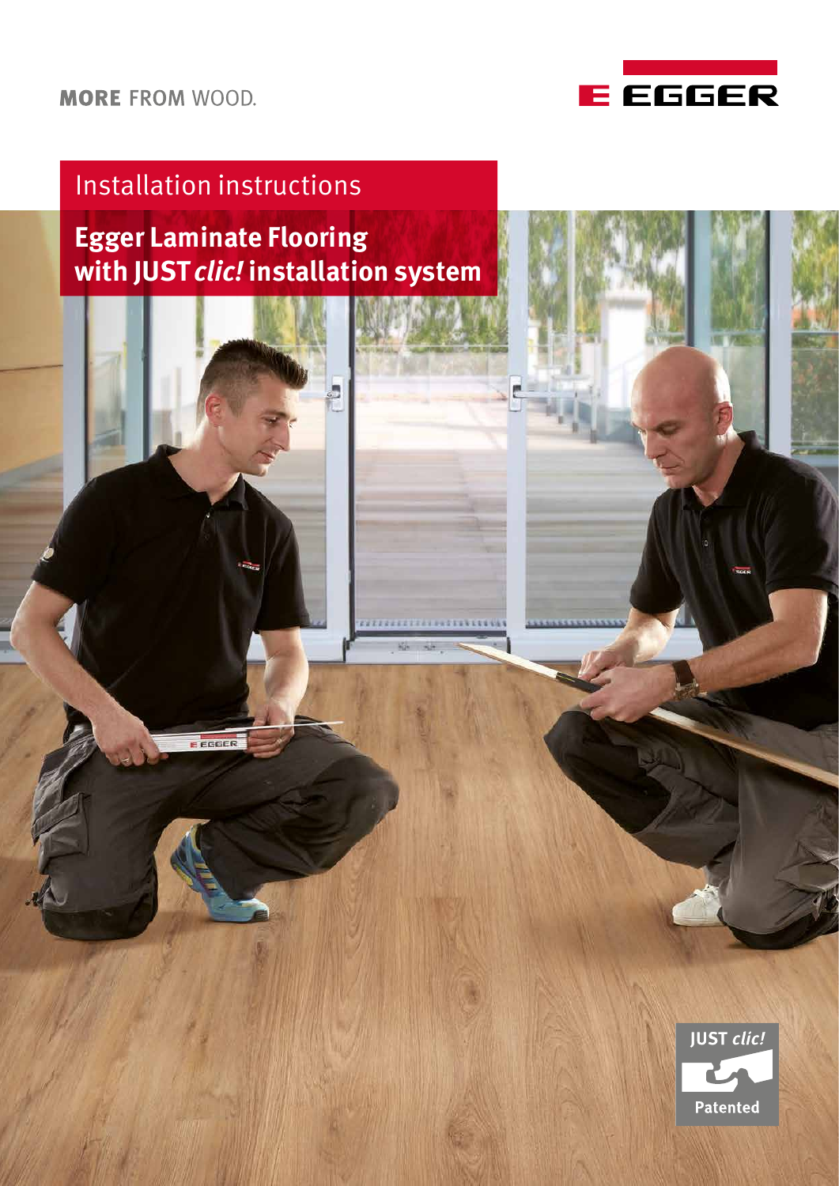MORE FROM WOOD.

EGGER

Installation instructions

# Egger Laminate Flooring with JUST *clic!* installation system

JUST *clic!*

Patented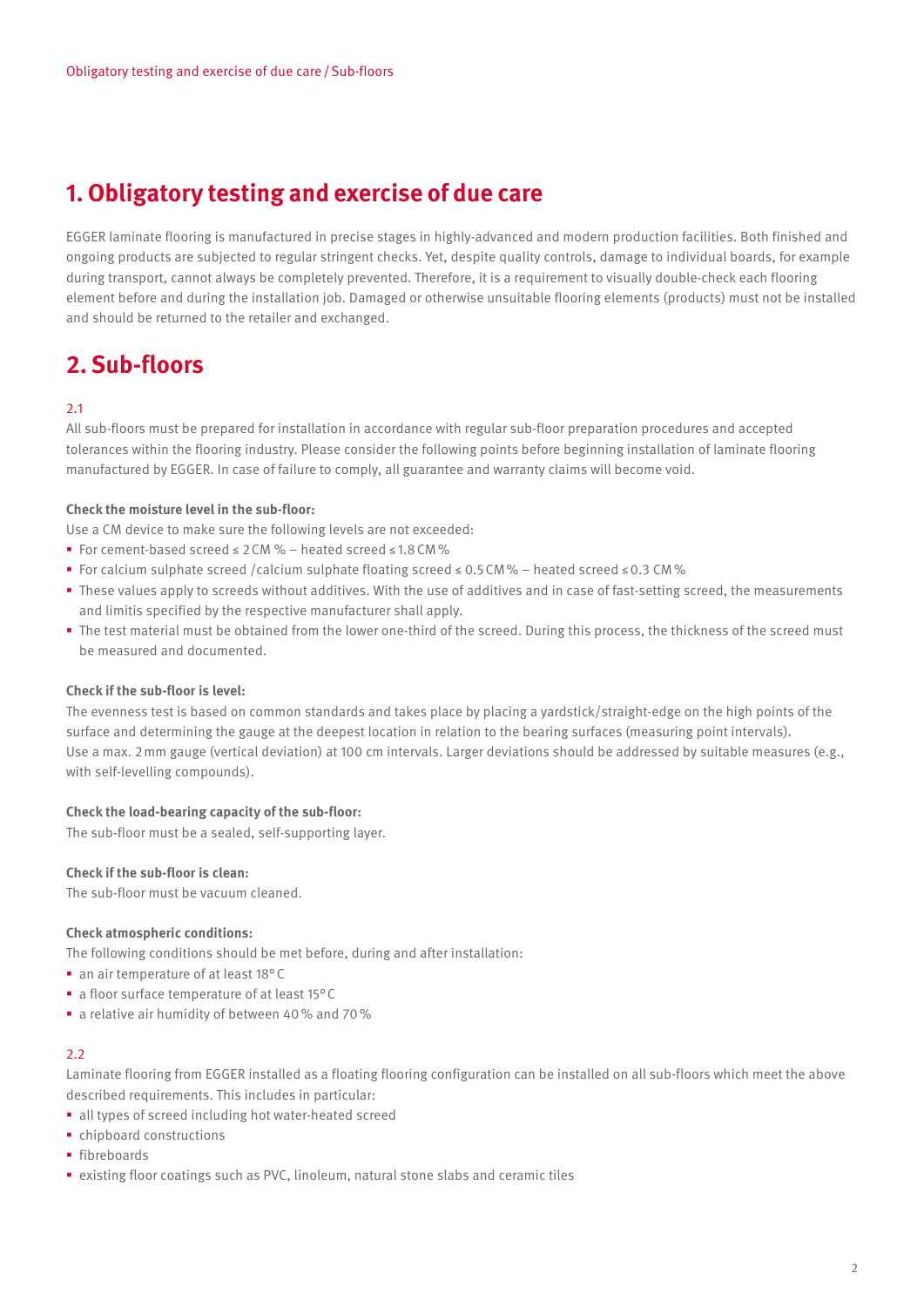# 1. Obligatory testing and exercise of due care

EGGER laminate flooring is manufactured in precise stages in highly-advanced and modern production facilities. Both finished and ongoing products are subjected to regular stringent checks. Yet, despite quality controls, damage to individual boards, for example during transport, cannot always be completely prevented. Therefore, it is a requirement to visually double-check each flooring element before and during the installation job. Damaged or otherwise unsuitable flooring elements (products) must not be installed and should be returned to the retailer and exchanged.

# 2. Sub-floors

2.1
All sub-floors must be prepared for installation in accordance with regular sub-floor preparation procedures and accepted tolerances within the flooring industry. Please consider the following points before beginning installation of laminate flooring manufactured by EGGER. In case of failure to comply, all guarantee and warranty claims will become void.

**Check the moisture level in the sub-floor:**
Use a CM device to make sure the following levels are not exceeded:

- For cement-based screed ≤ 2 CM % – heated screed ≤ 1.8 CM %
- For calcium sulphate screed /calcium sulphate floating screed ≤ 0.5 CM % – heated screed ≤ 0.3 CM %
- These values apply to screeds without additives. With the use of additives and in case of fast-setting screed, the measurements and limitis specified by the respective manufacturer shall apply.
- The test material must be obtained from the lower one-third of the screed. During this process, the thickness of the screed must be measured and documented.

**Check if the sub-floor is level:**
The evenness test is based on common standards and takes place by placing a yardstick/straight-edge on the high points of the surface and determining the gauge at the deepest location in relation to the bearing surfaces (measuring point intervals).
Use a max. 2 mm gauge (vertical deviation) at 100 cm intervals. Larger deviations should be addressed by suitable measures (e.g., with self-levelling compounds).

**Check the load-bearing capacity of the sub-floor:**
The sub-floor must be a sealed, self-supporting layer.

**Check if the sub-floor is clean:**
The sub-floor must be vacuum cleaned.

**Check atmospheric conditions:**
The following conditions should be met before, during and after installation:

- an air temperature of at least 18° C
- a floor surface temperature of at least 15° C
- a relative air humidity of between 40 % and 70 %

2.2
Laminate flooring from EGGER installed as a floating flooring configuration can be installed on all sub-floors which meet the above described requirements. This includes in particular:

- all types of screed including hot water-heated screed
- chipboard constructions
- fibreboards
- existing floor coatings such as PVC, linoleum, natural stone slabs and ceramic tiles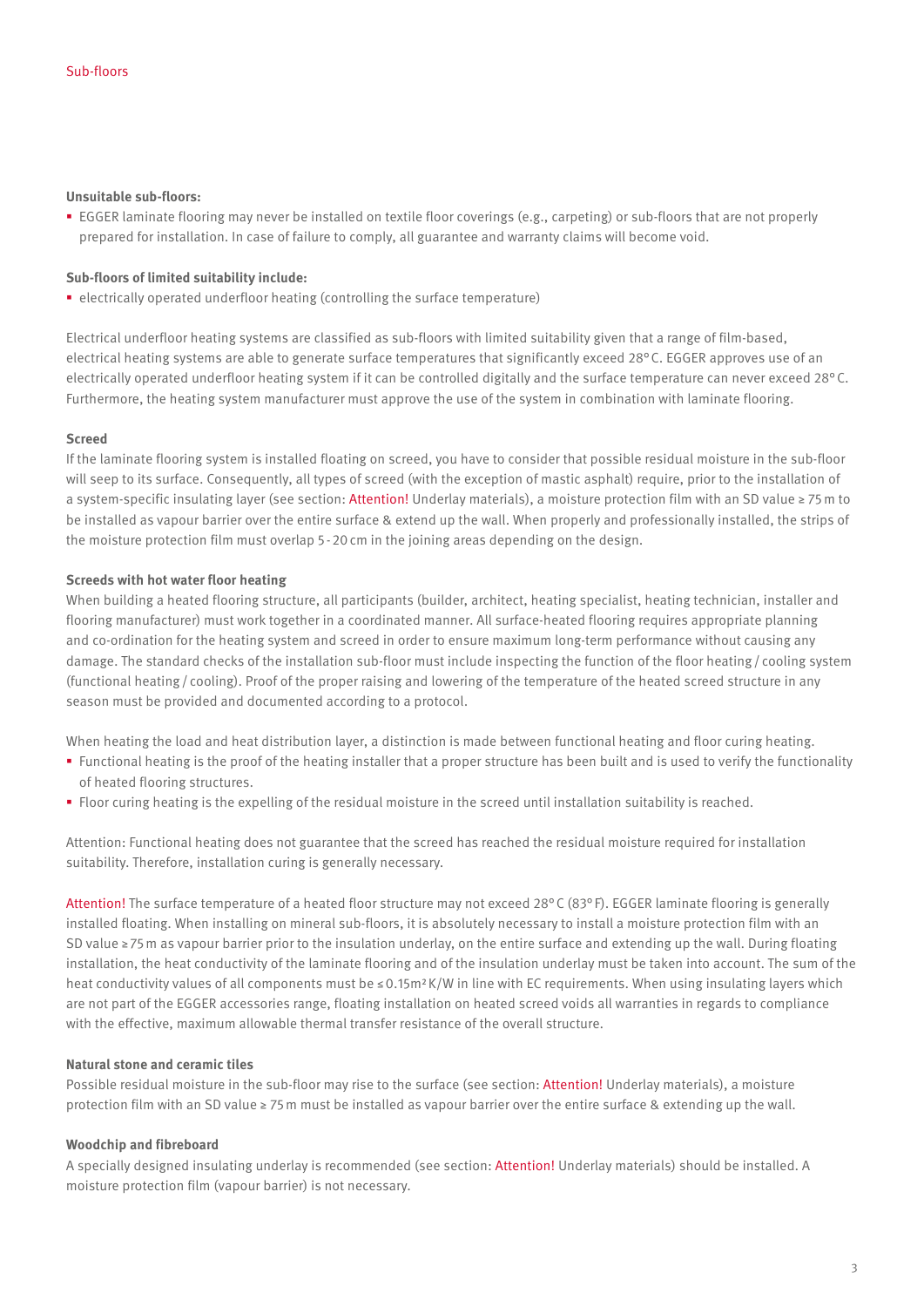**Unsuitable sub-floors:**

- EGGER laminate flooring may never be installed on textile floor coverings (e.g., carpeting) or sub-floors that are not properly prepared for installation. In case of failure to comply, all guarantee and warranty claims will become void.

**Sub-floors of limited suitability include:**

- electrically operated underfloor heating (controlling the surface temperature)

Electrical underfloor heating systems are classified as sub-floors with limited suitability given that a range of film-based, electrical heating systems are able to generate surface temperatures that significantly exceed 28° C. EGGER approves use of an electrically operated underfloor heating system if it can be controlled digitally and the surface temperature can never exceed 28° C. Furthermore, the heating system manufacturer must approve the use of the system in combination with laminate flooring.

**Screed**

If the laminate flooring system is installed floating on screed, you have to consider that possible residual moisture in the sub-floor will seep to its surface. Consequently, all types of screed (with the exception of mastic asphalt) require, prior to the installation of a system-specific insulating layer (see section: Attention! Underlay materials), a moisture protection film with an SD value ≥ 75 m to be installed as vapour barrier over the entire surface & extend up the wall. When properly and professionally installed, the strips of the moisture protection film must overlap 5 - 20 cm in the joining areas depending on the design.

**Screeds with hot water floor heating**

When building a heated flooring structure, all participants (builder, architect, heating specialist, heating technician, installer and flooring manufacturer) must work together in a coordinated manner. All surface-heated flooring requires appropriate planning and co-ordination for the heating system and screed in order to ensure maximum long-term performance without causing any damage. The standard checks of the installation sub-floor must include inspecting the function of the floor heating / cooling system (functional heating / cooling). Proof of the proper raising and lowering of the temperature of the heated screed structure in any season must be provided and documented according to a protocol.

When heating the load and heat distribution layer, a distinction is made between functional heating and floor curing heating.

- Functional heating is the proof of the heating installer that a proper structure has been built and is used to verify the functionality of heated flooring structures.
- Floor curing heating is the expelling of the residual moisture in the screed until installation suitability is reached.

Attention: Functional heating does not guarantee that the screed has reached the residual moisture required for installation suitability. Therefore, installation curing is generally necessary.

Attention! The surface temperature of a heated floor structure may not exceed 28° C (83° F). EGGER laminate flooring is generally installed floating. When installing on mineral sub-floors, it is absolutely necessary to install a moisture protection film with an SD value ≥ 75 m as vapour barrier prior to the insulation underlay, on the entire surface and extending up the wall. During floating installation, the heat conductivity of the laminate flooring and of the insulation underlay must be taken into account. The sum of the heat conductivity values of all components must be ≤ 0.15m² K/W in line with EC requirements. When using insulating layers which are not part of the EGGER accessories range, floating installation on heated screed voids all warranties in regards to compliance with the effective, maximum allowable thermal transfer resistance of the overall structure.

**Natural stone and ceramic tiles**

Possible residual moisture in the sub-floor may rise to the surface (see section: Attention! Underlay materials), a moisture protection film with an SD value ≥ 75 m must be installed as vapour barrier over the entire surface & extending up the wall.

**Woodchip and fibreboard**

A specially designed insulating underlay is recommended (see section: Attention! Underlay materials) should be installed. A moisture protection film (vapour barrier) is not necessary.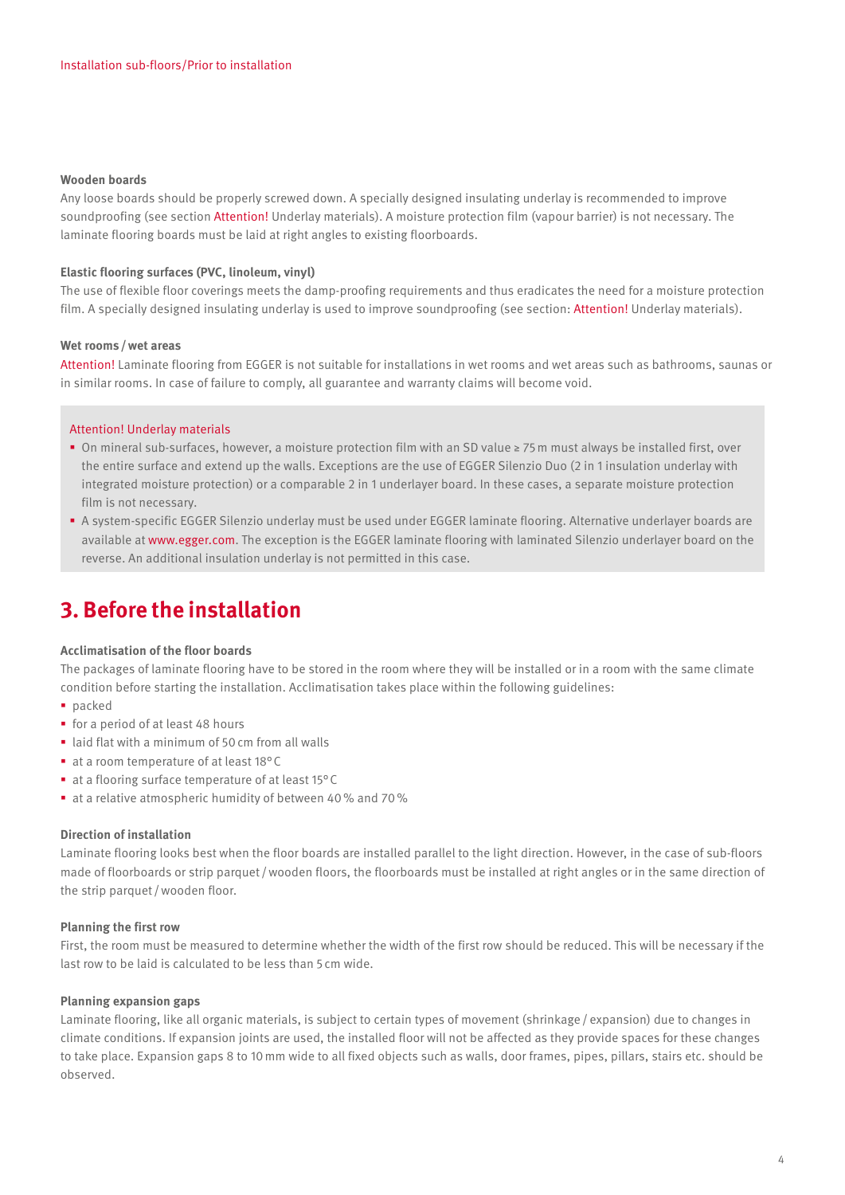Installation sub-floors / Prior to installation

**Wooden boards**

Any loose boards should be properly screwed down. A specially designed insulating underlay is recommended to improve soundproofing (see section Attention! Underlay materials). A moisture protection film (vapour barrier) is not necessary. The laminate flooring boards must be laid at right angles to existing floorboards.

**Elastic flooring surfaces (PVC, linoleum, vinyl)**

The use of flexible floor coverings meets the damp-proofing requirements and thus eradicates the need for a moisture protection film. A specially designed insulating underlay is used to improve soundproofing (see section: Attention! Underlay materials).

**Wet rooms / wet areas**

Attention! Laminate flooring from EGGER is not suitable for installations in wet rooms and wet areas such as bathrooms, saunas or in similar rooms. In case of failure to comply, all guarantee and warranty claims will become void.

Attention! Underlay materials

- On mineral sub-surfaces, however, a moisture protection film with an SD value ≥ 75 m must always be installed first, over the entire surface and extend up the walls. Exceptions are the use of EGGER Silenzio Duo (2 in 1 insulation underlay with integrated moisture protection) or a comparable 2 in 1 underlayer board. In these cases, a separate moisture protection film is not necessary.
- A system-specific EGGER Silenzio underlay must be used under EGGER laminate flooring. Alternative underlayer boards are available at www.egger.com. The exception is the EGGER laminate flooring with laminated Silenzio underlayer board on the reverse. An additional insulation underlay is not permitted in this case.

## 3. Before the installation

**Acclimatisation of the floor boards**

The packages of laminate flooring have to be stored in the room where they will be installed or in a room with the same climate condition before starting the installation. Acclimatisation takes place within the following guidelines:

- packed
- for a period of at least 48 hours
- laid flat with a minimum of 50 cm from all walls
- at a room temperature of at least 18° C
- at a flooring surface temperature of at least 15° C
- at a relative atmospheric humidity of between 40 % and 70 %

**Direction of installation**

Laminate flooring looks best when the floor boards are installed parallel to the light direction. However, in the case of sub-floors made of floorboards or strip parquet / wooden floors, the floorboards must be installed at right angles or in the same direction of the strip parquet / wooden floor.

**Planning the first row**

First, the room must be measured to determine whether the width of the first row should be reduced. This will be necessary if the last row to be laid is calculated to be less than 5 cm wide.

**Planning expansion gaps**

Laminate flooring, like all organic materials, is subject to certain types of movement (shrinkage / expansion) due to changes in climate conditions. If expansion joints are used, the installed floor will not be affected as they provide spaces for these changes to take place. Expansion gaps 8 to 10 mm wide to all fixed objects such as walls, door frames, pipes, pillars, stairs etc. should be observed.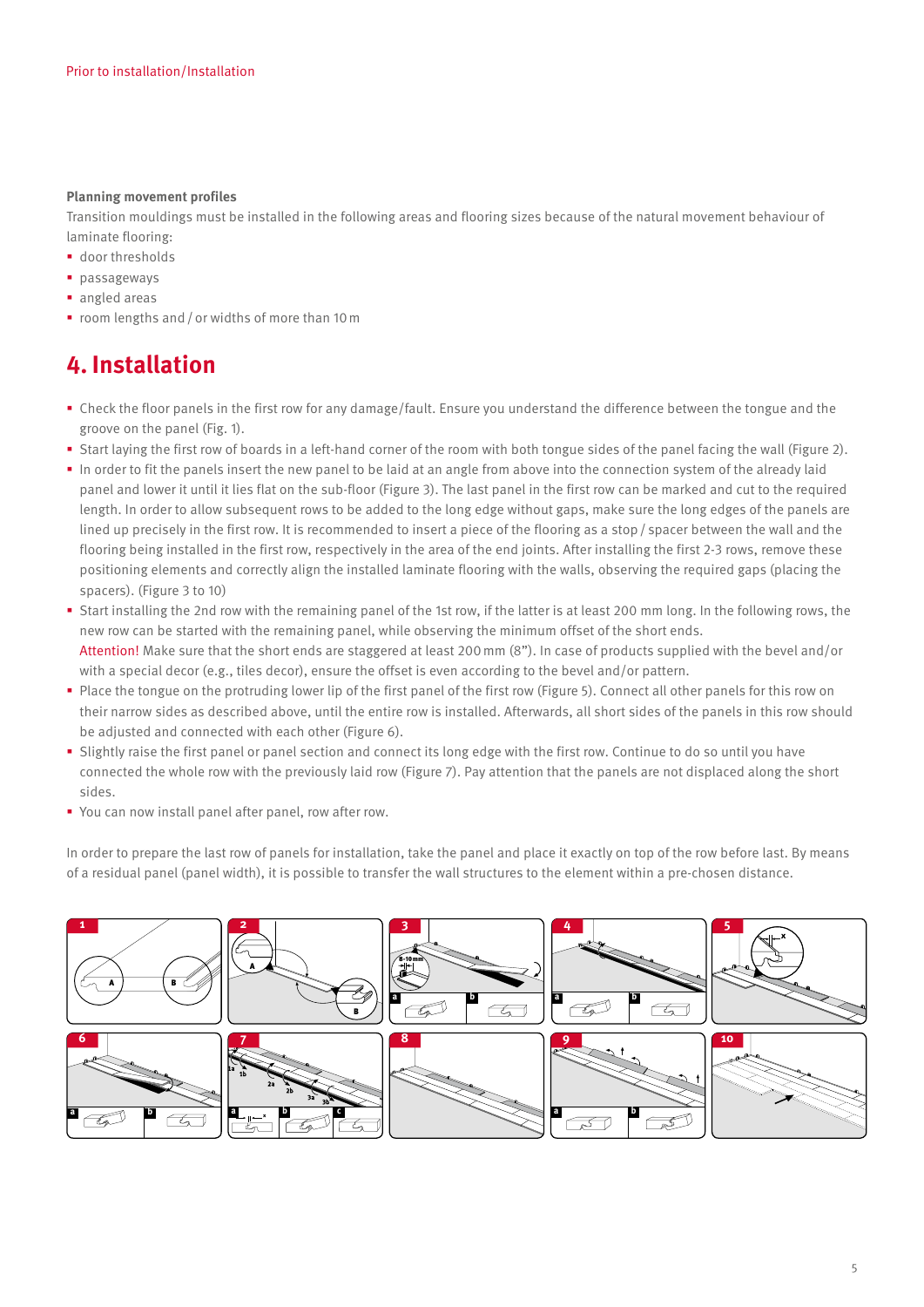**Planning movement profiles**

Transition mouldings must be installed in the following areas and flooring sizes because of the natural movement behaviour of laminate flooring:

- door thresholds
- passageways
- angled areas
- room lengths and / or widths of more than 10 m

# 4. Installation

- Check the floor panels in the first row for any damage/fault. Ensure you understand the difference between the tongue and the groove on the panel (Fig. 1).
- Start laying the first row of boards in a left-hand corner of the room with both tongue sides of the panel facing the wall (Figure 2).
- In order to fit the panels insert the new panel to be laid at an angle from above into the connection system of the already laid panel and lower it until it lies flat on the sub-floor (Figure 3). The last panel in the first row can be marked and cut to the required length. In order to allow subsequent rows to be added to the long edge without gaps, make sure the long edges of the panels are lined up precisely in the first row. It is recommended to insert a piece of the flooring as a stop / spacer between the wall and the flooring being installed in the first row, respectively in the area of the end joints. After installing the first 2-3 rows, remove these positioning elements and correctly align the installed laminate flooring with the walls, observing the required gaps (placing the spacers). (Figure 3 to 10)
- Start installing the 2nd row with the remaining panel of the 1st row, if the latter is at least 200 mm long. In the following rows, the new row can be started with the remaining panel, while observing the minimum offset of the short ends.
  Attention! Make sure that the short ends are staggered at least 200 mm (8”). In case of products supplied with the bevel and/or with a special decor (e.g., tiles decor), ensure the offset is even according to the bevel and/or pattern.
- Place the tongue on the protruding lower lip of the first panel of the first row (Figure 5). Connect all other panels for this row on their narrow sides as described above, until the entire row is installed. Afterwards, all short sides of the panels in this row should be adjusted and connected with each other (Figure 6).
- Slightly raise the first panel or panel section and connect its long edge with the first row. Continue to do so until you have connected the whole row with the previously laid row (Figure 7). Pay attention that the panels are not displaced along the short sides.
- You can now install panel after panel, row after row.

In order to prepare the last row of panels for installation, take the panel and place it exactly on top of the row before last. By means of a residual panel (panel width), it is possible to transfer the wall structures to the element within a pre-chosen distance.

1 A B

2 A B

3 8-10 mm a b

4 a b

5 x

6 a b

7 1a 1b 2a 2b 3a 3b a x b c

8

9 a b

10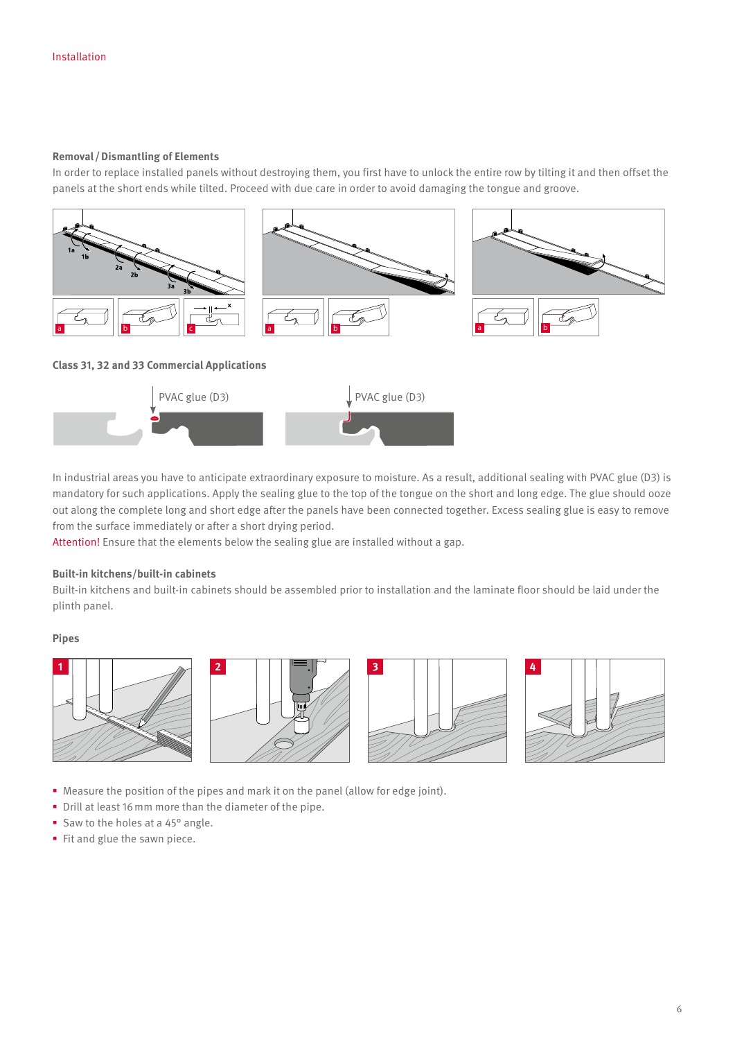Installation

### Removal / Dismantling of Elements

In order to replace installed panels without destroying them, you first have to unlock the entire row by tilting it and then offset the panels at the short ends while tilted. Proceed with due care in order to avoid damaging the tongue and groove.

### Class 31, 32 and 33 Commercial Applications

PVAC glue (D3)

PVAC glue (D3)

In industrial areas you have to anticipate extraordinary exposure to moisture. As a result, additional sealing with PVAC glue (D3) is mandatory for such applications. Apply the sealing glue to the top of the tongue on the short and long edge. The glue should ooze out along the complete long and short edge after the panels have been connected together. Excess sealing glue is easy to remove from the surface immediately or after a short drying period.
Attention! Ensure that the elements below the sealing glue are installed without a gap.

### Built-in kitchens/built-in cabinets

Built-in kitchens and built-in cabinets should be assembled prior to installation and the laminate floor should be laid under the plinth panel.

### Pipes

- Measure the position of the pipes and mark it on the panel (allow for edge joint).
- Drill at least 16 mm more than the diameter of the pipe.
- Saw to the holes at a 45° angle.
- Fit and glue the sawn piece.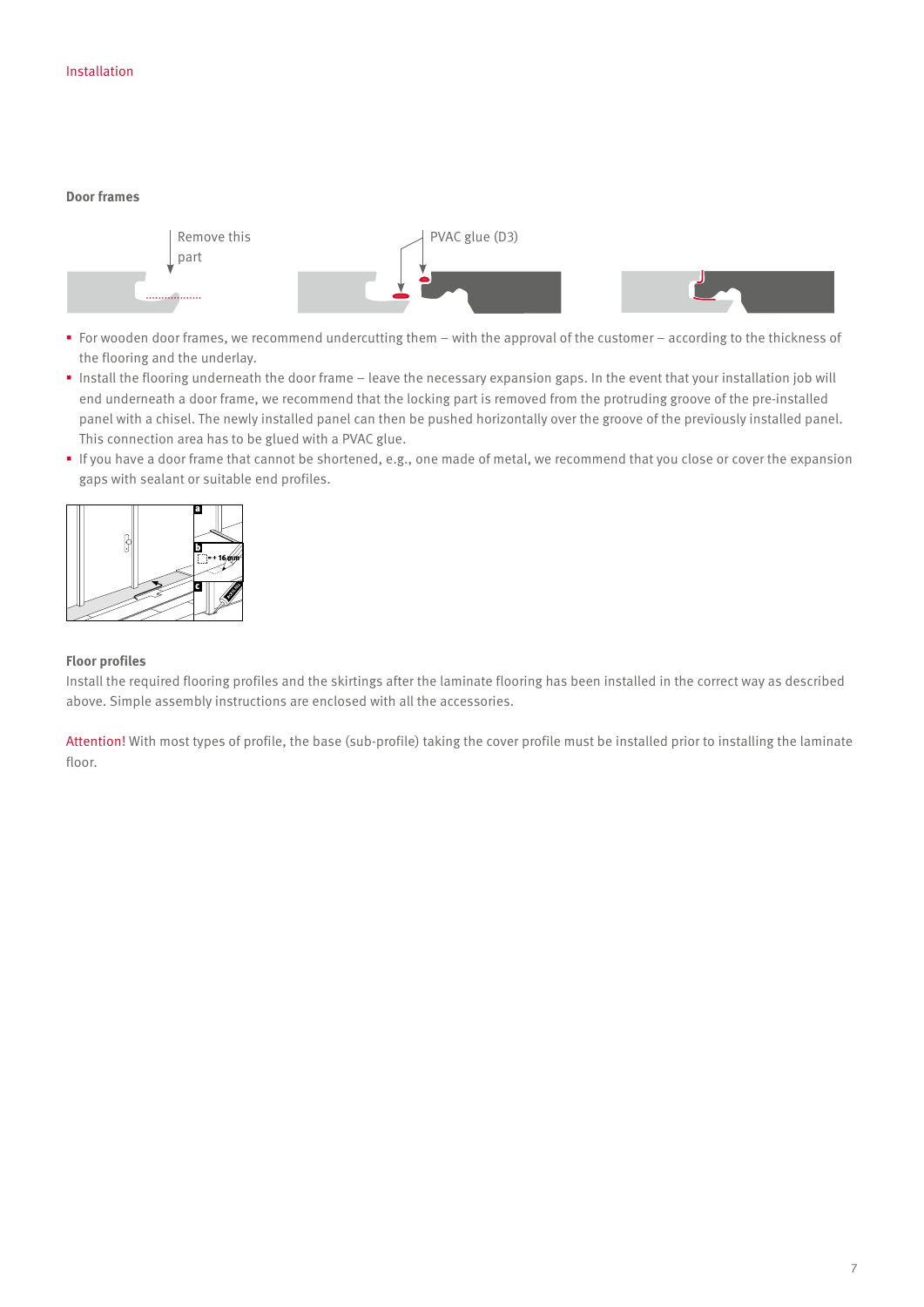Installation

## Door frames

Remove this part

PVAC glue (D3)

- For wooden door frames, we recommend undercutting them – with the approval of the customer – according to the thickness of the flooring and the underlay.
- Install the flooring underneath the door frame – leave the necessary expansion gaps. In the event that your installation job will end underneath a door frame, we recommend that the locking part is removed from the protruding groove of the pre-installed panel with a chisel. The newly installed panel can then be pushed horizontally over the groove of the previously installed panel. This connection area has to be glued with a PVAC glue.
- If you have a door frame that cannot be shortened, e.g., one made of metal, we recommend that you close or cover the expansion gaps with sealant or suitable end profiles.

a

b

= + 16 mm

c

## Floor profiles

Install the required flooring profiles and the skirtings after the laminate flooring has been installed in the correct way as described above. Simple assembly instructions are enclosed with all the accessories.

Attention! With most types of profile, the base (sub-profile) taking the cover profile must be installed prior to installing the laminate floor.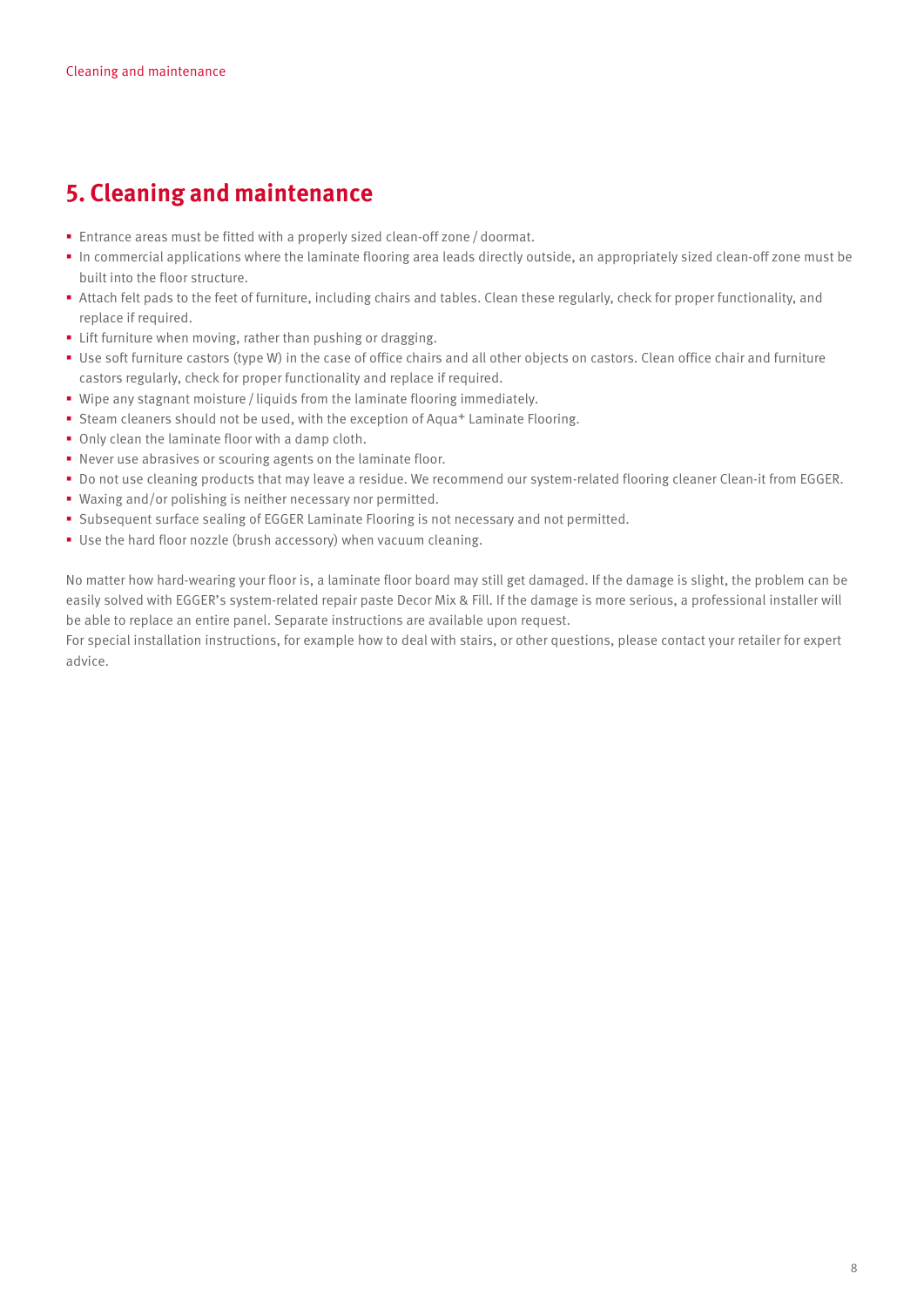# 5. Cleaning and maintenance

- Entrance areas must be fitted with a properly sized clean-off zone / doormat.
- In commercial applications where the laminate flooring area leads directly outside, an appropriately sized clean-off zone must be built into the floor structure.
- Attach felt pads to the feet of furniture, including chairs and tables. Clean these regularly, check for proper functionality, and replace if required.
- Lift furniture when moving, rather than pushing or dragging.
- Use soft furniture castors (type W) in the case of office chairs and all other objects on castors. Clean office chair and furniture castors regularly, check for proper functionality and replace if required.
- Wipe any stagnant moisture / liquids from the laminate flooring immediately.
- Steam cleaners should not be used, with the exception of Aqua+ Laminate Flooring.
- Only clean the laminate floor with a damp cloth.
- Never use abrasives or scouring agents on the laminate floor.
- Do not use cleaning products that may leave a residue. We recommend our system-related flooring cleaner Clean-it from EGGER.
- Waxing and/or polishing is neither necessary nor permitted.
- Subsequent surface sealing of EGGER Laminate Flooring is not necessary and not permitted.
- Use the hard floor nozzle (brush accessory) when vacuum cleaning.

No matter how hard-wearing your floor is, a laminate floor board may still get damaged. If the damage is slight, the problem can be easily solved with EGGER's system-related repair paste Decor Mix & Fill. If the damage is more serious, a professional installer will be able to replace an entire panel. Separate instructions are available upon request.
For special installation instructions, for example how to deal with stairs, or other questions, please contact your retailer for expert advice.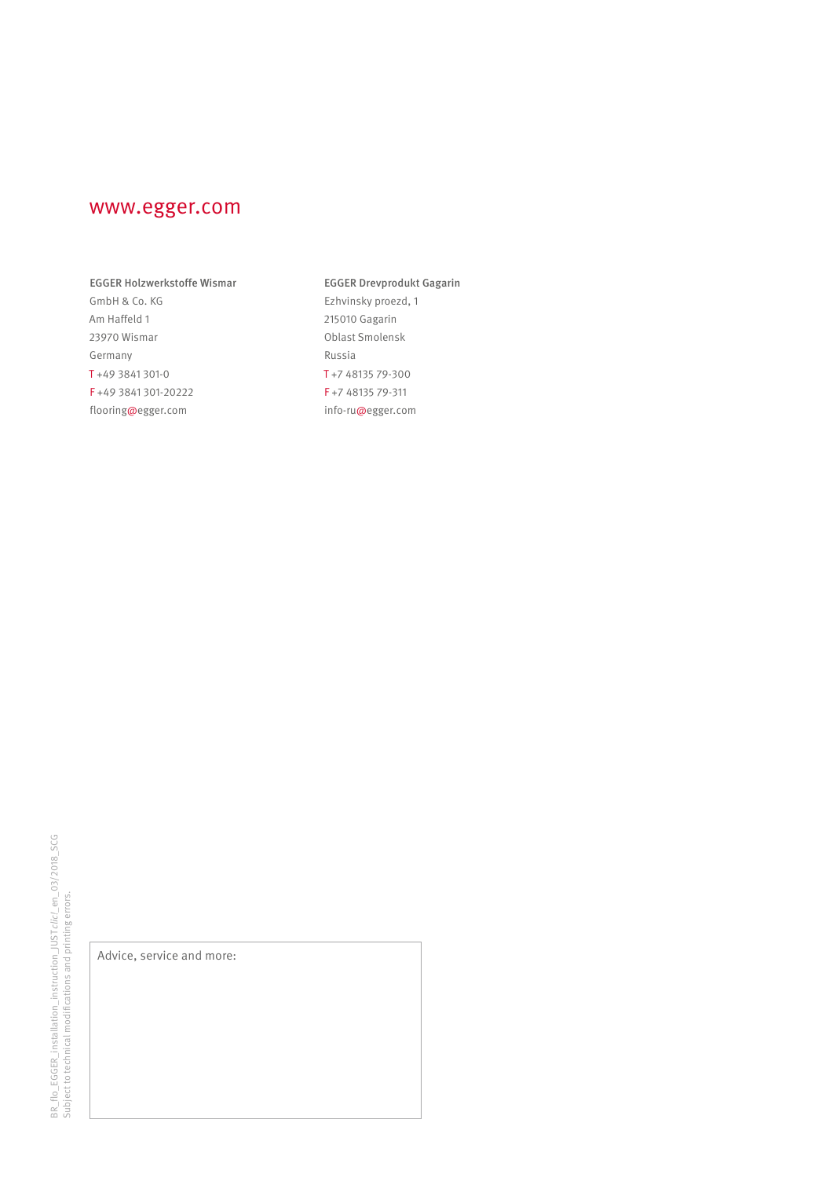www.egger.com

**EGGER Holzwerkstoffe Wismar**
GmbH & Co. KG
Am Haffeld 1
23970 Wismar
Germany
T +49 3841 301-0
F +49 3841 301-20222
flooring@egger.com

**EGGER Drevprodukt Gagarin**
Ezhvinsky proezd, 1
215010 Gagarin
Oblast Smolensk
Russia
T +7 48135 79-300
F +7 48135 79-311
info-ru@egger.com

BR_flo_EGGER_installation_instruction_JUST*clic!*_en_03/2018_SCG
Subject to technical modifications and printing errors.

Advice, service and more: